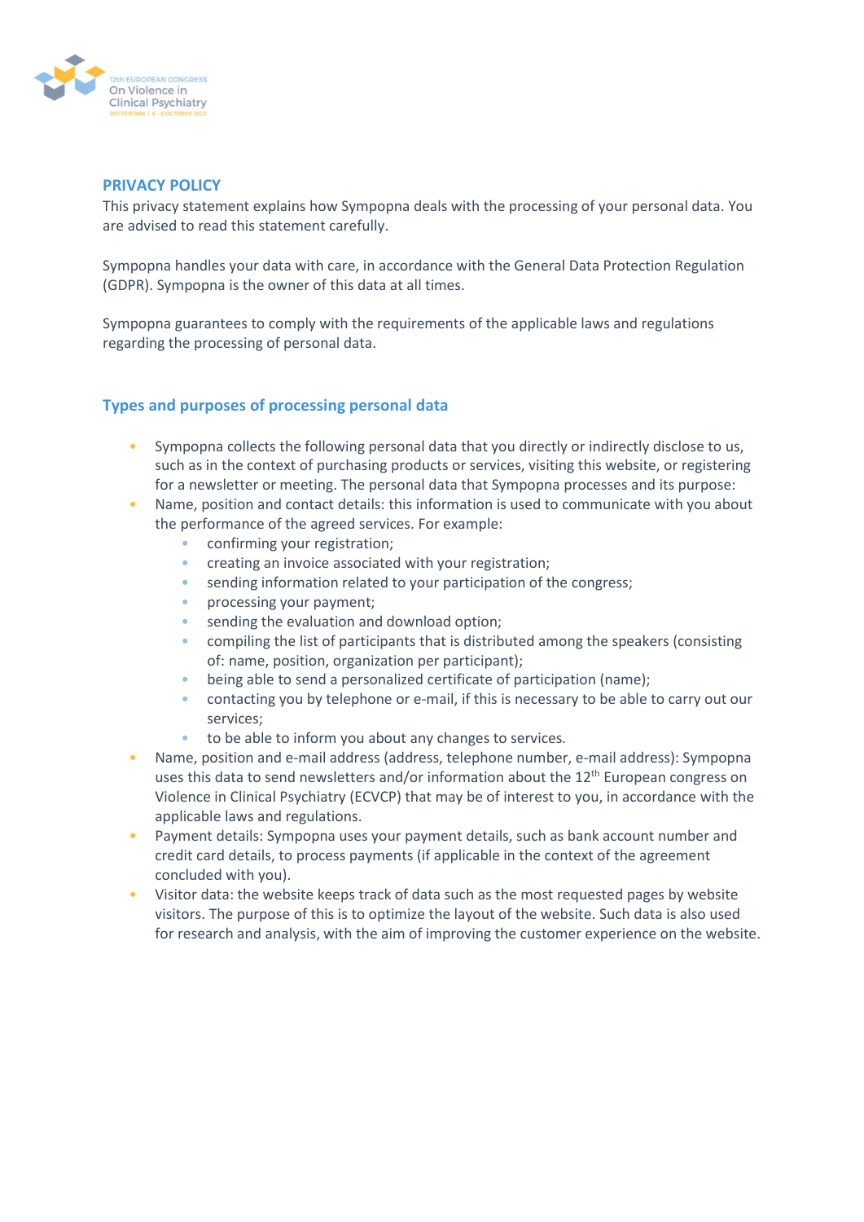## PRIVACY POLICY

This privacy statement explains how Sympopna deals with the processing of your personal data. You are advised to read this statement carefully.

Sympopna handles your data with care, in accordance with the General Data Protection Regulation (GDPR). Sympopna is the owner of this data at all times.

Sympopna guarantees to comply with the requirements of the applicable laws and regulations regarding the processing of personal data.

## Types and purposes of processing personal data

- Sympopna collects the following personal data that you directly or indirectly disclose to us, such as in the context of purchasing products or services, visiting this website, or registering for a newsletter or meeting. The personal data that Sympopna processes and its purpose:
- Name, position and contact details: this information is used to communicate with you about the performance of the agreed services. For example:
  - confirming your registration;
  - creating an invoice associated with your registration;
  - sending information related to your participation of the congress;
  - processing your payment;
  - sending the evaluation and download option;
  - compiling the list of participants that is distributed among the speakers (consisting of: name, position, organization per participant);
  - being able to send a personalized certificate of participation (name);
  - contacting you by telephone or e-mail, if this is necessary to be able to carry out our services;
  - to be able to inform you about any changes to services.
- Name, position and e-mail address (address, telephone number, e-mail address): Sympopna uses this data to send newsletters and/or information about the 12th European congress on Violence in Clinical Psychiatry (ECVCP) that may be of interest to you, in accordance with the applicable laws and regulations.
- Payment details: Sympopna uses your payment details, such as bank account number and credit card details, to process payments (if applicable in the context of the agreement concluded with you).
- Visitor data: the website keeps track of data such as the most requested pages by website visitors. The purpose of this is to optimize the layout of the website. Such data is also used for research and analysis, with the aim of improving the customer experience on the website.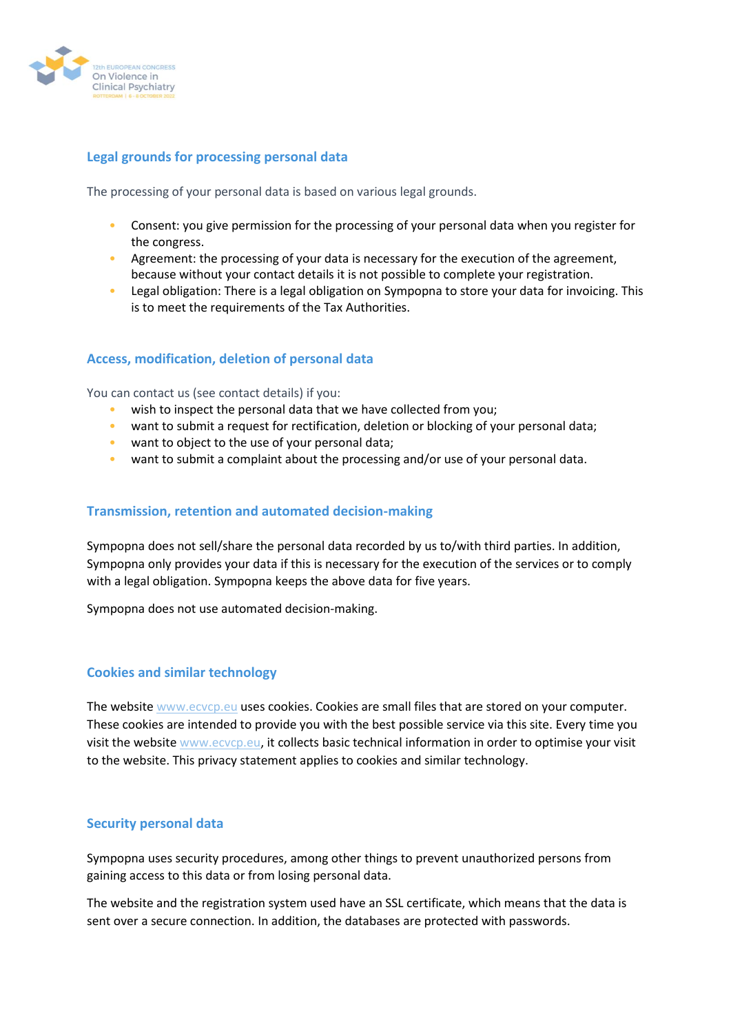## Legal grounds for processing personal data

The processing of your personal data is based on various legal grounds.

- Consent: you give permission for the processing of your personal data when you register for the congress.
- Agreement: the processing of your data is necessary for the execution of the agreement, because without your contact details it is not possible to complete your registration.
- Legal obligation: There is a legal obligation on Sympopna to store your data for invoicing. This is to meet the requirements of the Tax Authorities.

## Access, modification, deletion of personal data

You can contact us (see contact details) if you:

- wish to inspect the personal data that we have collected from you;
- want to submit a request for rectification, deletion or blocking of your personal data;
- want to object to the use of your personal data;
- want to submit a complaint about the processing and/or use of your personal data.

## Transmission, retention and automated decision-making

Sympopna does not sell/share the personal data recorded by us to/with third parties. In addition, Sympopna only provides your data if this is necessary for the execution of the services or to comply with a legal obligation. Sympopna keeps the above data for five years.

Sympopna does not use automated decision-making.

## Cookies and similar technology

The website www.ecvcp.eu uses cookies. Cookies are small files that are stored on your computer. These cookies are intended to provide you with the best possible service via this site. Every time you visit the website www.ecvcp.eu, it collects basic technical information in order to optimise your visit to the website. This privacy statement applies to cookies and similar technology.

## Security personal data

Sympopna uses security procedures, among other things to prevent unauthorized persons from gaining access to this data or from losing personal data.

The website and the registration system used have an SSL certificate, which means that the data is sent over a secure connection. In addition, the databases are protected with passwords.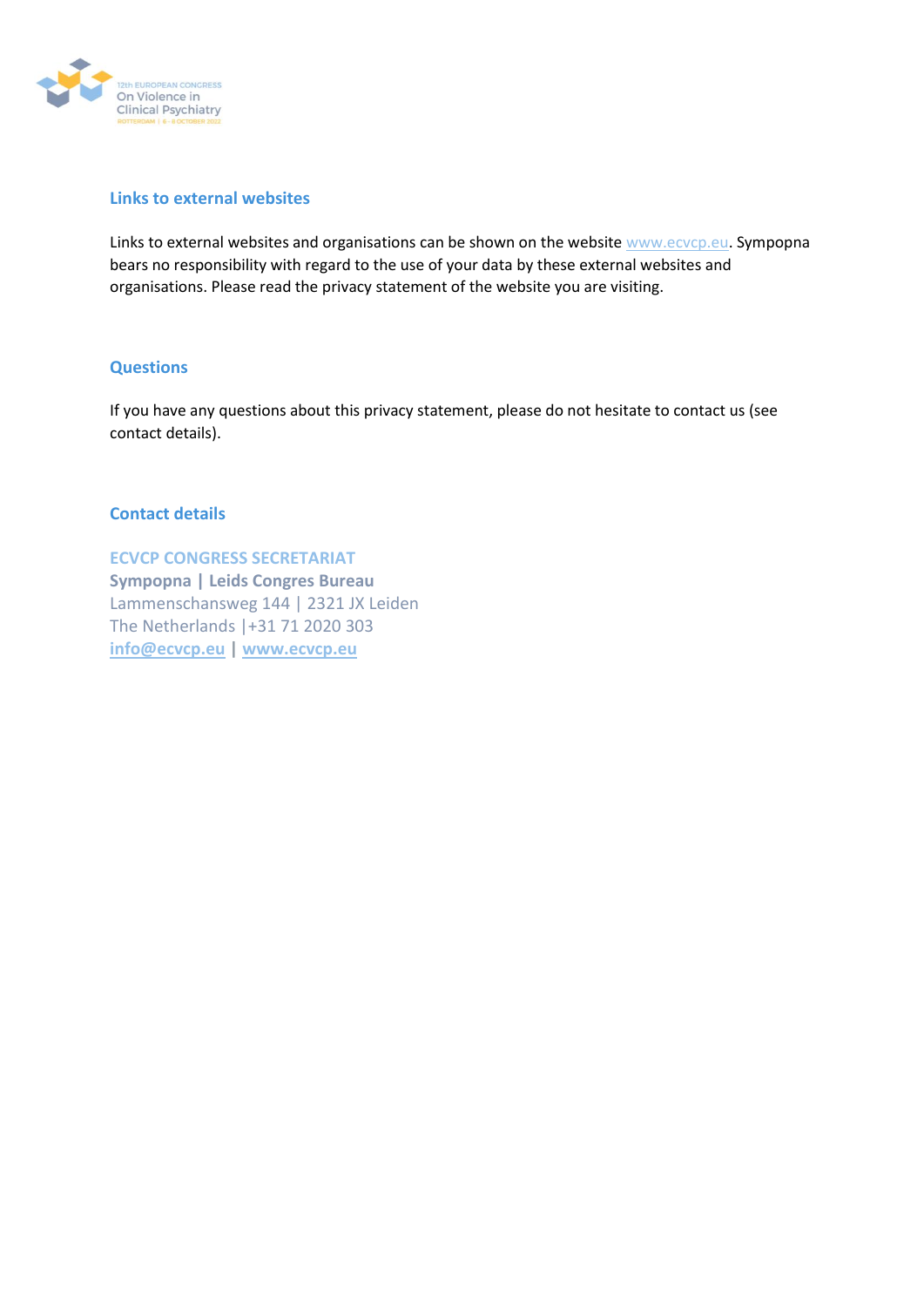## Links to external websites

Links to external websites and organisations can be shown on the website www.ecvcp.eu. Sympopna bears no responsibility with regard to the use of your data by these external websites and organisations. Please read the privacy statement of the website you are visiting.

## Questions

If you have any questions about this privacy statement, please do not hesitate to contact us (see contact details).

## Contact details

ECVCP CONGRESS SECRETARIAT
**Sympopna | Leids Congres Bureau**
Lammenschansweg 144 | 2321 JX Leiden
The Netherlands |+31 71 2020 303
info@ecvcp.eu | www.ecvcp.eu